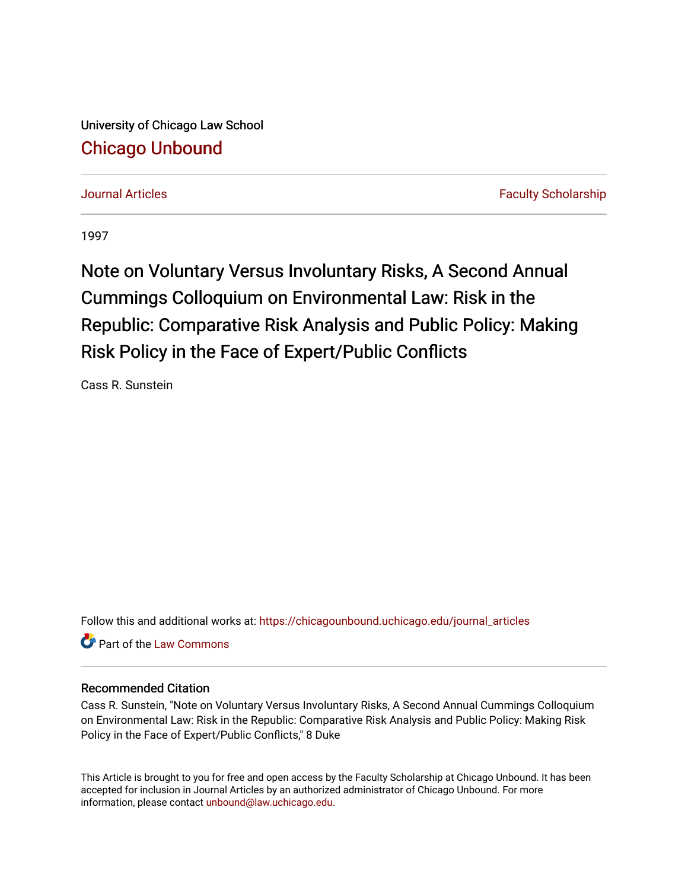University of Chicago Law School

## Chicago Unbound

Journal Articles | Faculty Scholarship

1997

# Note on Voluntary Versus Involuntary Risks, A Second Annual Cummings Colloquium on Environmental Law: Risk in the Republic: Comparative Risk Analysis and Public Policy: Making Risk Policy in the Face of Expert/Public Conflicts

Cass R. Sunstein

Follow this and additional works at: https://chicagounbound.uchicago.edu/journal_articles

Part of the Law Commons

### Recommended Citation

Cass R. Sunstein, "Note on Voluntary Versus Involuntary Risks, A Second Annual Cummings Colloquium on Environmental Law: Risk in the Republic: Comparative Risk Analysis and Public Policy: Making Risk Policy in the Face of Expert/Public Conflicts," 8 Duke

This Article is brought to you for free and open access by the Faculty Scholarship at Chicago Unbound. It has been accepted for inclusion in Journal Articles by an authorized administrator of Chicago Unbound. For more information, please contact unbound@law.uchicago.edu.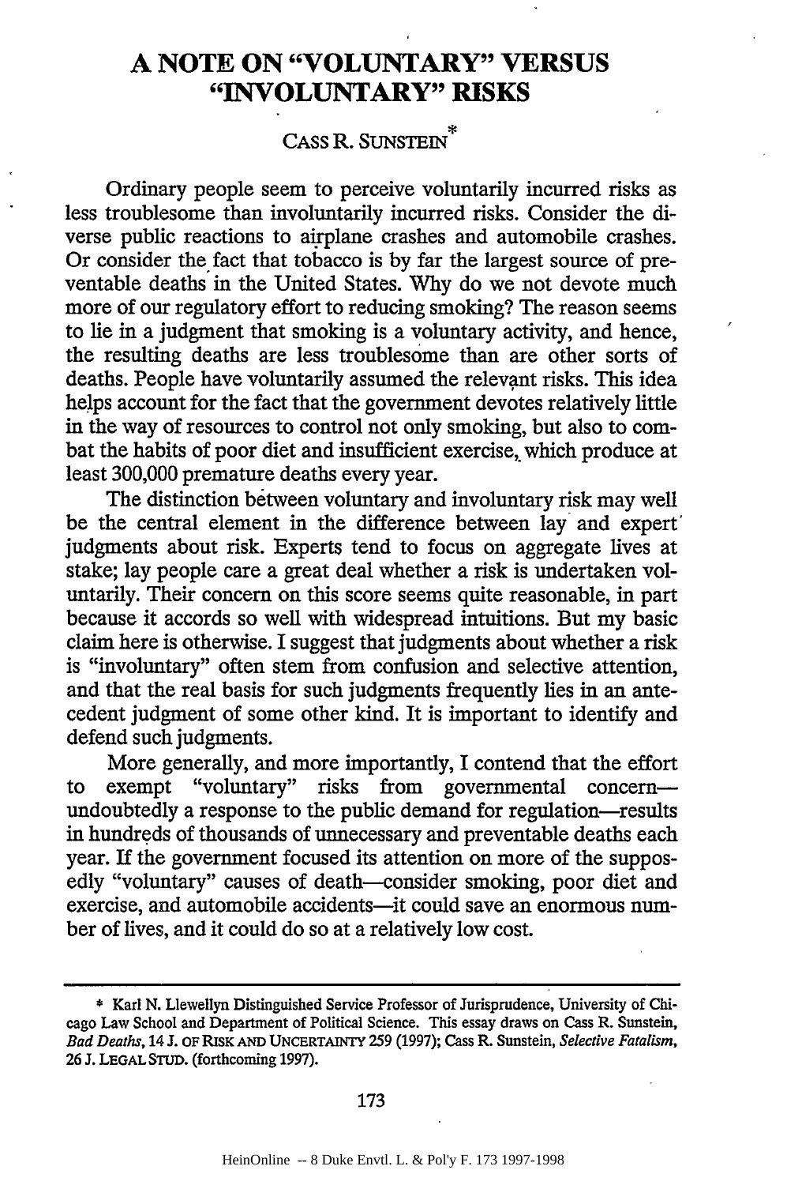# A NOTE ON "VOLUNTARY" VERSUS "INVOLUNTARY" RISKS

CASS R. SUNSTEIN*

Ordinary people seem to perceive voluntarily incurred risks as less troublesome than involuntarily incurred risks. Consider the diverse public reactions to airplane crashes and automobile crashes. Or consider the fact that tobacco is by far the largest source of preventable deaths in the United States. Why do we not devote much more of our regulatory effort to reducing smoking? The reason seems to lie in a judgment that smoking is a voluntary activity, and hence, the resulting deaths are less troublesome than are other sorts of deaths. People have voluntarily assumed the relevant risks. This idea helps account for the fact that the government devotes relatively little in the way of resources to control not only smoking, but also to combat the habits of poor diet and insufficient exercise, which produce at least 300,000 premature deaths every year.

The distinction between voluntary and involuntary risk may well be the central element in the difference between lay and expert judgments about risk. Experts tend to focus on aggregate lives at stake; lay people care a great deal whether a risk is undertaken voluntarily. Their concern on this score seems quite reasonable, in part because it accords so well with widespread intuitions. But my basic claim here is otherwise. I suggest that judgments about whether a risk is "involuntary" often stem from confusion and selective attention, and that the real basis for such judgments frequently lies in an antecedent judgment of some other kind. It is important to identify and defend such judgments.

More generally, and more importantly, I contend that the effort to exempt "voluntary" risks from governmental concern—undoubtedly a response to the public demand for regulation—results in hundreds of thousands of unnecessary and preventable deaths each year. If the government focused its attention on more of the supposedly "voluntary" causes of death—consider smoking, poor diet and exercise, and automobile accidents—it could save an enormous number of lives, and it could do so at a relatively low cost.

---

\* Karl N. Llewellyn Distinguished Service Professor of Jurisprudence, University of Chicago Law School and Department of Political Science. This essay draws on Cass R. Sunstein, *Bad Deaths*, 14 J. OF RISK AND UNCERTAINTY 259 (1997); Cass R. Sunstein, *Selective Fatalism*, 26 J. LEGAL STUD. (forthcoming 1997).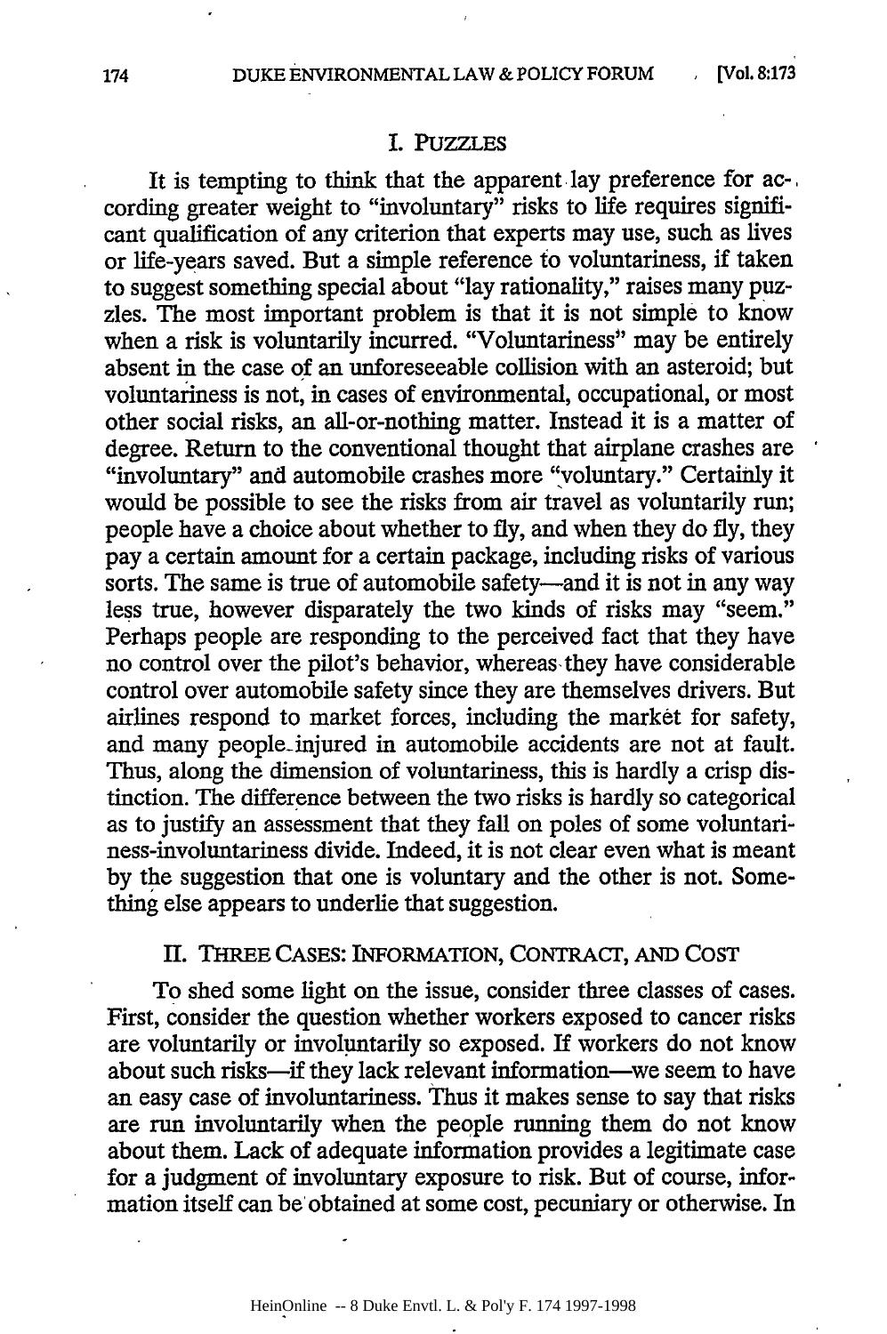## I. PUZZLES

It is tempting to think that the apparent lay preference for according greater weight to "involuntary" risks to life requires significant qualification of any criterion that experts may use, such as lives or life-years saved. But a simple reference to voluntariness, if taken to suggest something special about "lay rationality," raises many puzzles. The most important problem is that it is not simple to know when a risk is voluntarily incurred. "Voluntariness" may be entirely absent in the case of an unforeseeable collision with an asteroid; but voluntariness is not, in cases of environmental, occupational, or most other social risks, an all-or-nothing matter. Instead it is a matter of degree. Return to the conventional thought that airplane crashes are "involuntary" and automobile crashes more "voluntary." Certainly it would be possible to see the risks from air travel as voluntarily run; people have a choice about whether to fly, and when they do fly, they pay a certain amount for a certain package, including risks of various sorts. The same is true of automobile safety—and it is not in any way less true, however disparately the two kinds of risks may "seem." Perhaps people are responding to the perceived fact that they have no control over the pilot's behavior, whereas they have considerable control over automobile safety since they are themselves drivers. But airlines respond to market forces, including the market for safety, and many people injured in automobile accidents are not at fault. Thus, along the dimension of voluntariness, this is hardly a crisp distinction. The difference between the two risks is hardly so categorical as to justify an assessment that they fall on poles of some voluntariness-involuntariness divide. Indeed, it is not clear even what is meant by the suggestion that one is voluntary and the other is not. Something else appears to underlie that suggestion.

## II. THREE CASES: INFORMATION, CONTRACT, AND COST

To shed some light on the issue, consider three classes of cases. First, consider the question whether workers exposed to cancer risks are voluntarily or involuntarily so exposed. If workers do not know about such risks—if they lack relevant information—we seem to have an easy case of involuntariness. Thus it makes sense to say that risks are run involuntarily when the people running them do not know about them. Lack of adequate information provides a legitimate case for a judgment of involuntary exposure to risk. But of course, information itself can be obtained at some cost, pecuniary or otherwise. In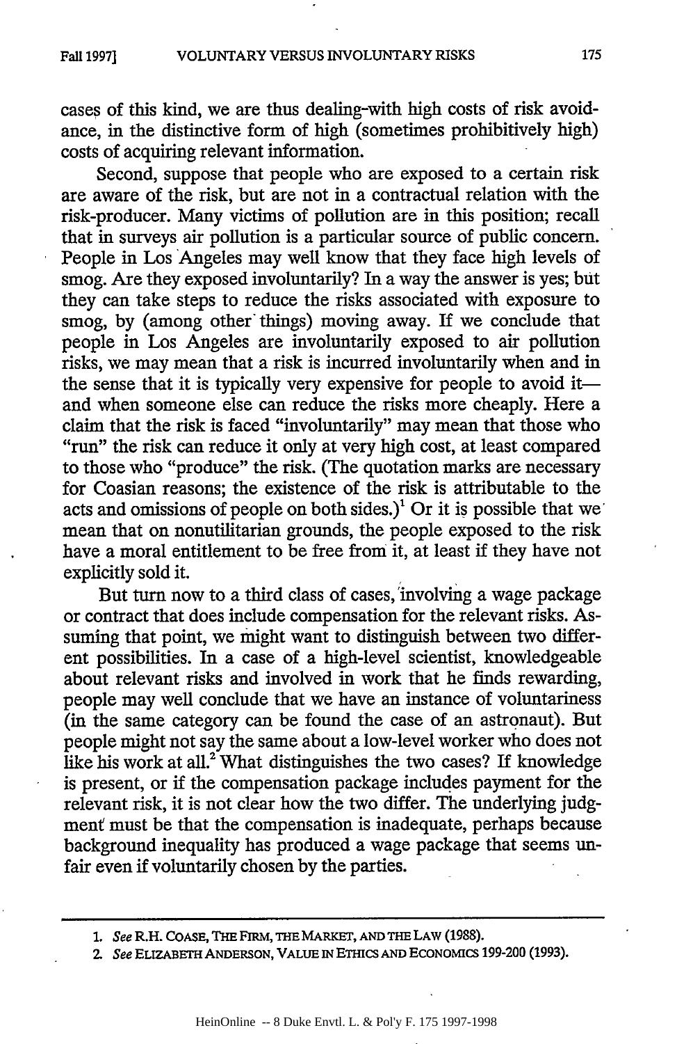cases of this kind, we are thus dealing with high costs of risk avoidance, in the distinctive form of high (sometimes prohibitively high) costs of acquiring relevant information.

Second, suppose that people who are exposed to a certain risk are aware of the risk, but are not in a contractual relation with the risk-producer. Many victims of pollution are in this position; recall that in surveys air pollution is a particular source of public concern. People in Los Angeles may well know that they face high levels of smog. Are they exposed involuntarily? In a way the answer is yes; but they can take steps to reduce the risks associated with exposure to smog, by (among other things) moving away. If we conclude that people in Los Angeles are involuntarily exposed to air pollution risks, we may mean that a risk is incurred involuntarily when and in the sense that it is typically very expensive for people to avoid it—and when someone else can reduce the risks more cheaply. Here a claim that the risk is faced "involuntarily" may mean that those who "run" the risk can reduce it only at very high cost, at least compared to those who "produce" the risk. (The quotation marks are necessary for Coasian reasons; the existence of the risk is attributable to the acts and omissions of people on both sides.)[1] Or it is possible that we mean that on nonutilitarian grounds, the people exposed to the risk have a moral entitlement to be free from it, at least if they have not explicitly sold it.

But turn now to a third class of cases, involving a wage package or contract that does include compensation for the relevant risks. Assuming that point, we might want to distinguish between two different possibilities. In a case of a high-level scientist, knowledgeable about relevant risks and involved in work that he finds rewarding, people may well conclude that we have an instance of voluntariness (in the same category can be found the case of an astronaut). But people might not say the same about a low-level worker who does not like his work at all.[2] What distinguishes the two cases? If knowledge is present, or if the compensation package includes payment for the relevant risk, it is not clear how the two differ. The underlying judgment must be that the compensation is inadequate, perhaps because background inequality has produced a wage package that seems unfair even if voluntarily chosen by the parties.

---

1. *See* R.H. COASE, THE FIRM, THE MARKET, AND THE LAW (1988).

2. *See* ELIZABETH ANDERSON, VALUE IN ETHICS AND ECONOMICS 199-200 (1993).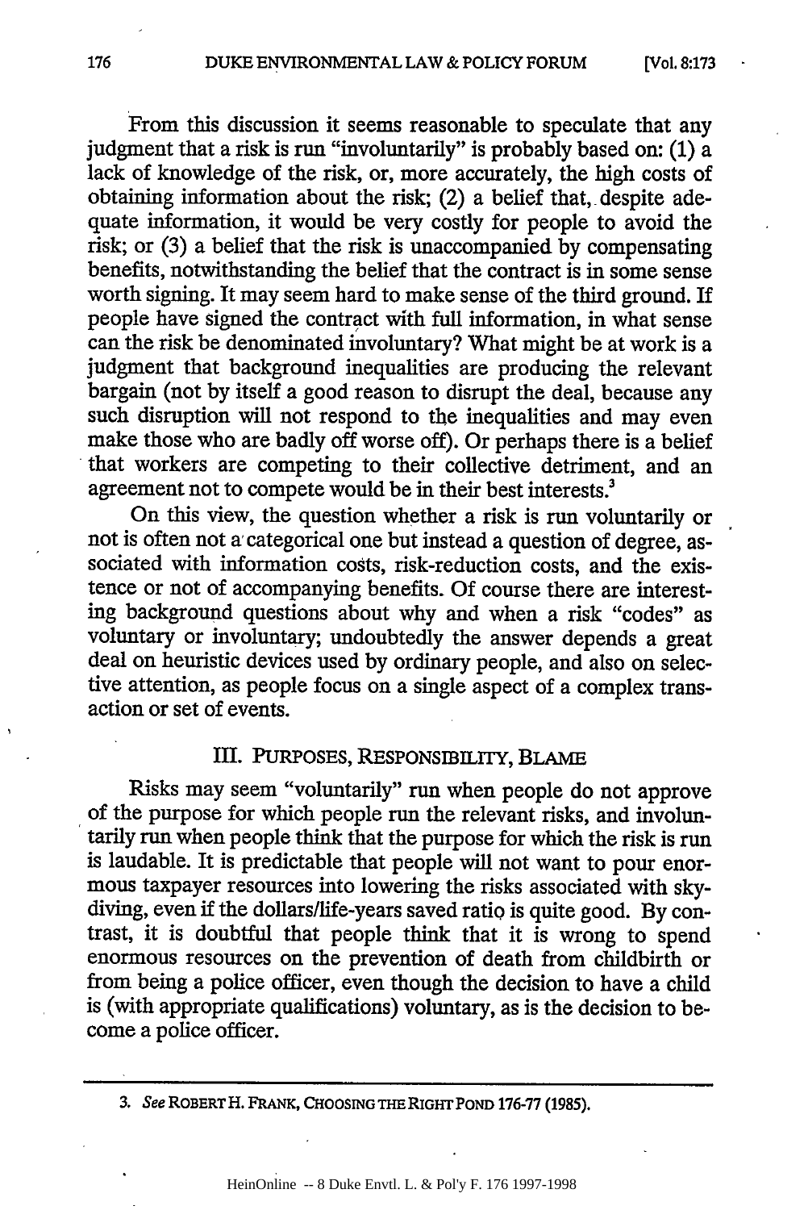From this discussion it seems reasonable to speculate that any judgment that a risk is run "involuntarily" is probably based on: (1) a lack of knowledge of the risk, or, more accurately, the high costs of obtaining information about the risk; (2) a belief that, despite adequate information, it would be very costly for people to avoid the risk; or (3) a belief that the risk is unaccompanied by compensating benefits, notwithstanding the belief that the contract is in some sense worth signing. It may seem hard to make sense of the third ground. If people have signed the contract with full information, in what sense can the risk be denominated involuntary? What might be at work is a judgment that background inequalities are producing the relevant bargain (not by itself a good reason to disrupt the deal, because any such disruption will not respond to the inequalities and may even make those who are badly off worse off). Or perhaps there is a belief that workers are competing to their collective detriment, and an agreement not to compete would be in their best interests.[3]

On this view, the question whether a risk is run voluntarily or not is often not a categorical one but instead a question of degree, associated with information costs, risk-reduction costs, and the existence or not of accompanying benefits. Of course there are interesting background questions about why and when a risk "codes" as voluntary or involuntary; undoubtedly the answer depends a great deal on heuristic devices used by ordinary people, and also on selective attention, as people focus on a single aspect of a complex transaction or set of events.

## III. PURPOSES, RESPONSIBILITY, BLAME

Risks may seem "voluntarily" run when people do not approve of the purpose for which people run the relevant risks, and involuntarily run when people think that the purpose for which the risk is run is laudable. It is predictable that people will not want to pour enormous taxpayer resources into lowering the risks associated with skydiving, even if the dollars/life-years saved ratio is quite good. By contrast, it is doubtful that people think that it is wrong to spend enormous resources on the prevention of death from childbirth or from being a police officer, even though the decision to have a child is (with appropriate qualifications) voluntary, as is the decision to become a police officer.

3. *See* ROBERT H. FRANK, CHOOSING THE RIGHT POND 176-77 (1985).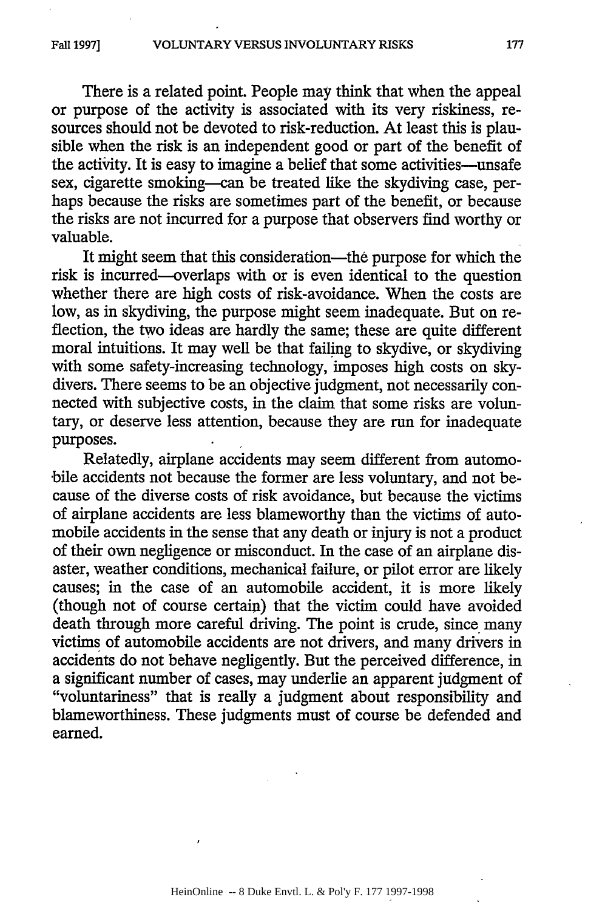There is a related point. People may think that when the appeal or purpose of the activity is associated with its very riskiness, resources should not be devoted to risk-reduction. At least this is plausible when the risk is an independent good or part of the benefit of the activity. It is easy to imagine a belief that some activities—unsafe sex, cigarette smoking—can be treated like the skydiving case, perhaps because the risks are sometimes part of the benefit, or because the risks are not incurred for a purpose that observers find worthy or valuable.

It might seem that this consideration—the purpose for which the risk is incurred—overlaps with or is even identical to the question whether there are high costs of risk-avoidance. When the costs are low, as in skydiving, the purpose might seem inadequate. But on reflection, the two ideas are hardly the same; these are quite different moral intuitions. It may well be that failing to skydive, or skydiving with some safety-increasing technology, imposes high costs on skydivers. There seems to be an objective judgment, not necessarily connected with subjective costs, in the claim that some risks are voluntary, or deserve less attention, because they are run for inadequate purposes.

Relatedly, airplane accidents may seem different from automobile accidents not because the former are less voluntary, and not because of the diverse costs of risk avoidance, but because the victims of airplane accidents are less blameworthy than the victims of automobile accidents in the sense that any death or injury is not a product of their own negligence or misconduct. In the case of an airplane disaster, weather conditions, mechanical failure, or pilot error are likely causes; in the case of an automobile accident, it is more likely (though not of course certain) that the victim could have avoided death through more careful driving. The point is crude, since many victims of automobile accidents are not drivers, and many drivers in accidents do not behave negligently. But the perceived difference, in a significant number of cases, may underlie an apparent judgment of "voluntariness" that is really a judgment about responsibility and blameworthiness. These judgments must of course be defended and earned.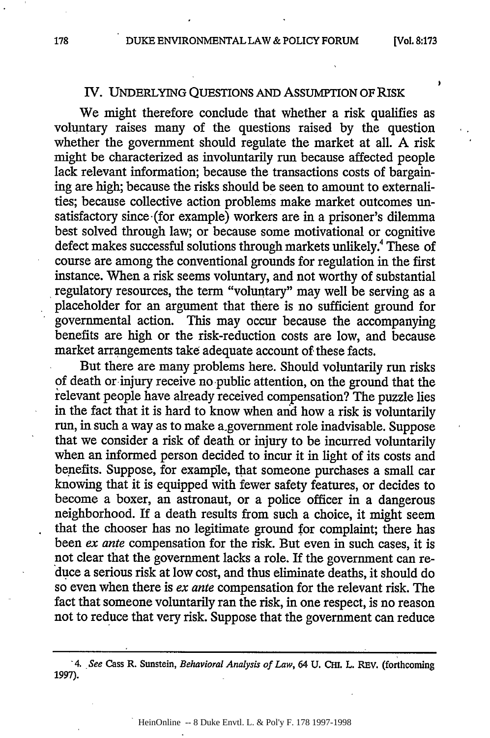## IV. UNDERLYING QUESTIONS AND ASSUMPTION OF RISK

We might therefore conclude that whether a risk qualifies as voluntary raises many of the questions raised by the question whether the government should regulate the market at all. A risk might be characterized as involuntarily run because affected people lack relevant information; because the transactions costs of bargaining are high; because the risks should be seen to amount to externalities; because collective action problems make market outcomes unsatisfactory since (for example) workers are in a prisoner's dilemma best solved through law; or because some motivational or cognitive defect makes successful solutions through markets unlikely.[4] These of course are among the conventional grounds for regulation in the first instance. When a risk seems voluntary, and not worthy of substantial regulatory resources, the term "voluntary" may well be serving as a placeholder for an argument that there is no sufficient ground for governmental action. This may occur because the accompanying benefits are high or the risk-reduction costs are low, and because market arrangements take adequate account of these facts.

But there are many problems here. Should voluntarily run risks of death or injury receive no public attention, on the ground that the relevant people have already received compensation? The puzzle lies in the fact that it is hard to know when and how a risk is voluntarily run, in such a way as to make a government role inadvisable. Suppose that we consider a risk of death or injury to be incurred voluntarily when an informed person decided to incur it in light of its costs and benefits. Suppose, for example, that someone purchases a small car knowing that it is equipped with fewer safety features, or decides to become a boxer, an astronaut, or a police officer in a dangerous neighborhood. If a death results from such a choice, it might seem that the chooser has no legitimate ground for complaint; there has been *ex ante* compensation for the risk. But even in such cases, it is not clear that the government lacks a role. If the government can reduce a serious risk at low cost, and thus eliminate deaths, it should do so even when there is *ex ante* compensation for the relevant risk. The fact that someone voluntarily ran the risk, in one respect, is no reason not to reduce that very risk. Suppose that the government can reduce

---

4. *See* Cass R. Sunstein, *Behavioral Analysis of Law*, 64 U. CHI. L. REV. (forthcoming 1997).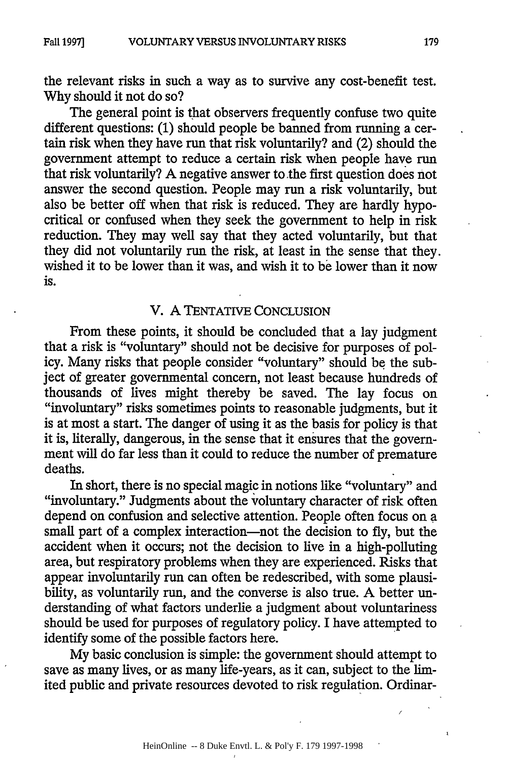the relevant risks in such a way as to survive any cost-benefit test. Why should it not do so?

The general point is that observers frequently confuse two quite different questions: (1) should people be banned from running a certain risk when they have run that risk voluntarily? and (2) should the government attempt to reduce a certain risk when people have run that risk voluntarily? A negative answer to the first question does not answer the second question. People may run a risk voluntarily, but also be better off when that risk is reduced. They are hardly hypocritical or confused when they seek the government to help in risk reduction. They may well say that they acted voluntarily, but that they did not voluntarily run the risk, at least in the sense that they wished it to be lower than it was, and wish it to be lower than it now is.

## V. A TENTATIVE CONCLUSION

From these points, it should be concluded that a lay judgment that a risk is "voluntary" should not be decisive for purposes of policy. Many risks that people consider "voluntary" should be the subject of greater governmental concern, not least because hundreds of thousands of lives might thereby be saved. The lay focus on "involuntary" risks sometimes points to reasonable judgments, but it is at most a start. The danger of using it as the basis for policy is that it is, literally, dangerous, in the sense that it ensures that the government will do far less than it could to reduce the number of premature deaths.

In short, there is no special magic in notions like "voluntary" and "involuntary." Judgments about the voluntary character of risk often depend on confusion and selective attention. People often focus on a small part of a complex interaction—not the decision to fly, but the accident when it occurs; not the decision to live in a high-polluting area, but respiratory problems when they are experienced. Risks that appear involuntarily run can often be redescribed, with some plausibility, as voluntarily run, and the converse is also true. A better understanding of what factors underlie a judgment about voluntariness should be used for purposes of regulatory policy. I have attempted to identify some of the possible factors here.

My basic conclusion is simple: the government should attempt to save as many lives, or as many life-years, as it can, subject to the limited public and private resources devoted to risk regulation. Ordinar-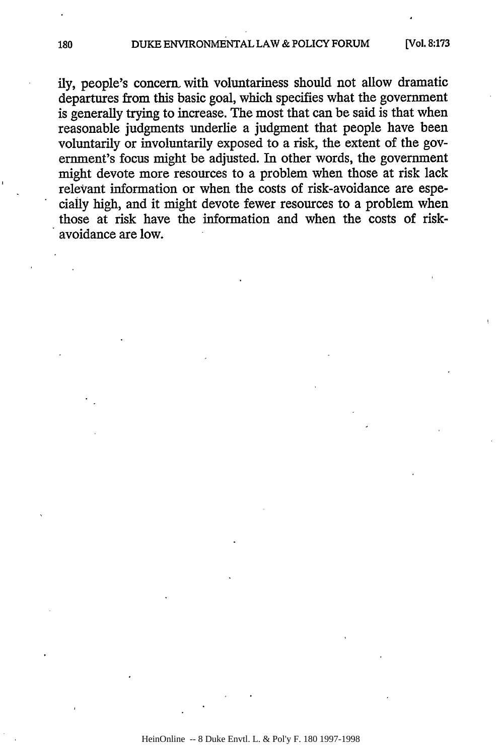ily, people's concern with voluntariness should not allow dramatic departures from this basic goal, which specifies what the government is generally trying to increase. The most that can be said is that when reasonable judgments underlie a judgment that people have been voluntarily or involuntarily exposed to a risk, the extent of the government's focus might be adjusted. In other words, the government might devote more resources to a problem when those at risk lack relevant information or when the costs of risk-avoidance are especially high, and it might devote fewer resources to a problem when those at risk have the information and when the costs of risk-avoidance are low.